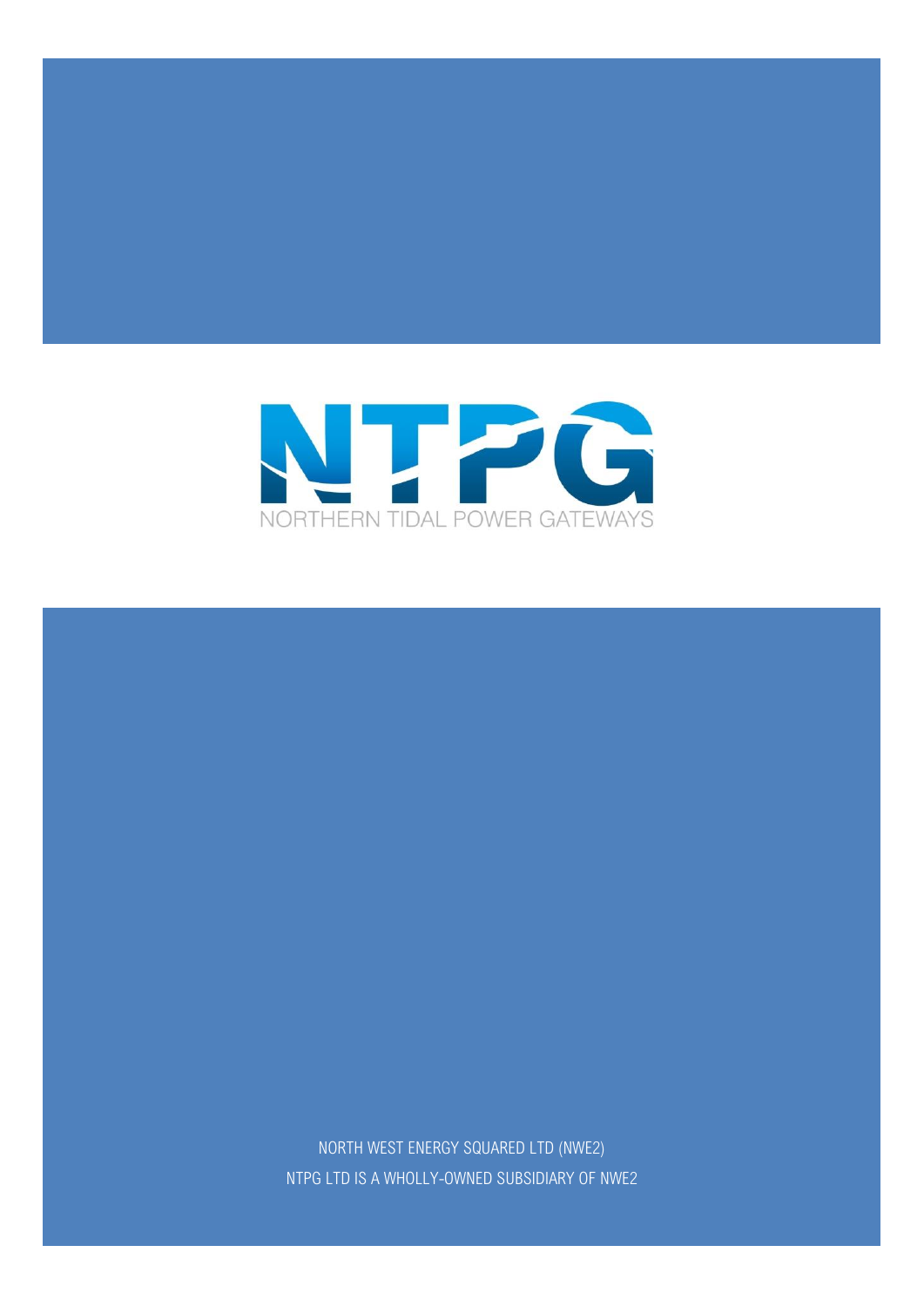# NTPG

NORTHERN TIDAL POWER GATEWAYS

NORTH WEST ENERGY SQUARED LTD (NWE2)

NTPG LTD IS A WHOLLY-OWNED SUBSIDIARY OF NWE2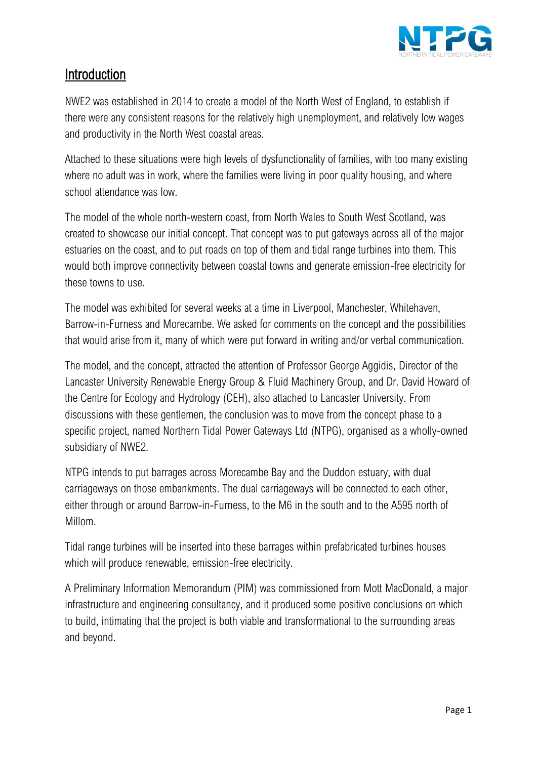## Introduction

NWE2 was established in 2014 to create a model of the North West of England, to establish if there were any consistent reasons for the relatively high unemployment, and relatively low wages and productivity in the North West coastal areas.

Attached to these situations were high levels of dysfunctionality of families, with too many existing where no adult was in work, where the families were living in poor quality housing, and where school attendance was low.

The model of the whole north-western coast, from North Wales to South West Scotland, was created to showcase our initial concept. That concept was to put gateways across all of the major estuaries on the coast, and to put roads on top of them and tidal range turbines into them. This would both improve connectivity between coastal towns and generate emission-free electricity for these towns to use.

The model was exhibited for several weeks at a time in Liverpool, Manchester, Whitehaven, Barrow-in-Furness and Morecambe. We asked for comments on the concept and the possibilities that would arise from it, many of which were put forward in writing and/or verbal communication.

The model, and the concept, attracted the attention of Professor George Aggidis, Director of the Lancaster University Renewable Energy Group & Fluid Machinery Group, and Dr. David Howard of the Centre for Ecology and Hydrology (CEH), also attached to Lancaster University. From discussions with these gentlemen, the conclusion was to move from the concept phase to a specific project, named Northern Tidal Power Gateways Ltd (NTPG), organised as a wholly-owned subsidiary of NWE2.

NTPG intends to put barrages across Morecambe Bay and the Duddon estuary, with dual carriageways on those embankments. The dual carriageways will be connected to each other, either through or around Barrow-in-Furness, to the M6 in the south and to the A595 north of Millom.

Tidal range turbines will be inserted into these barrages within prefabricated turbines houses which will produce renewable, emission-free electricity.

A Preliminary Information Memorandum (PIM) was commissioned from Mott MacDonald, a major infrastructure and engineering consultancy, and it produced some positive conclusions on which to build, intimating that the project is both viable and transformational to the surrounding areas and beyond.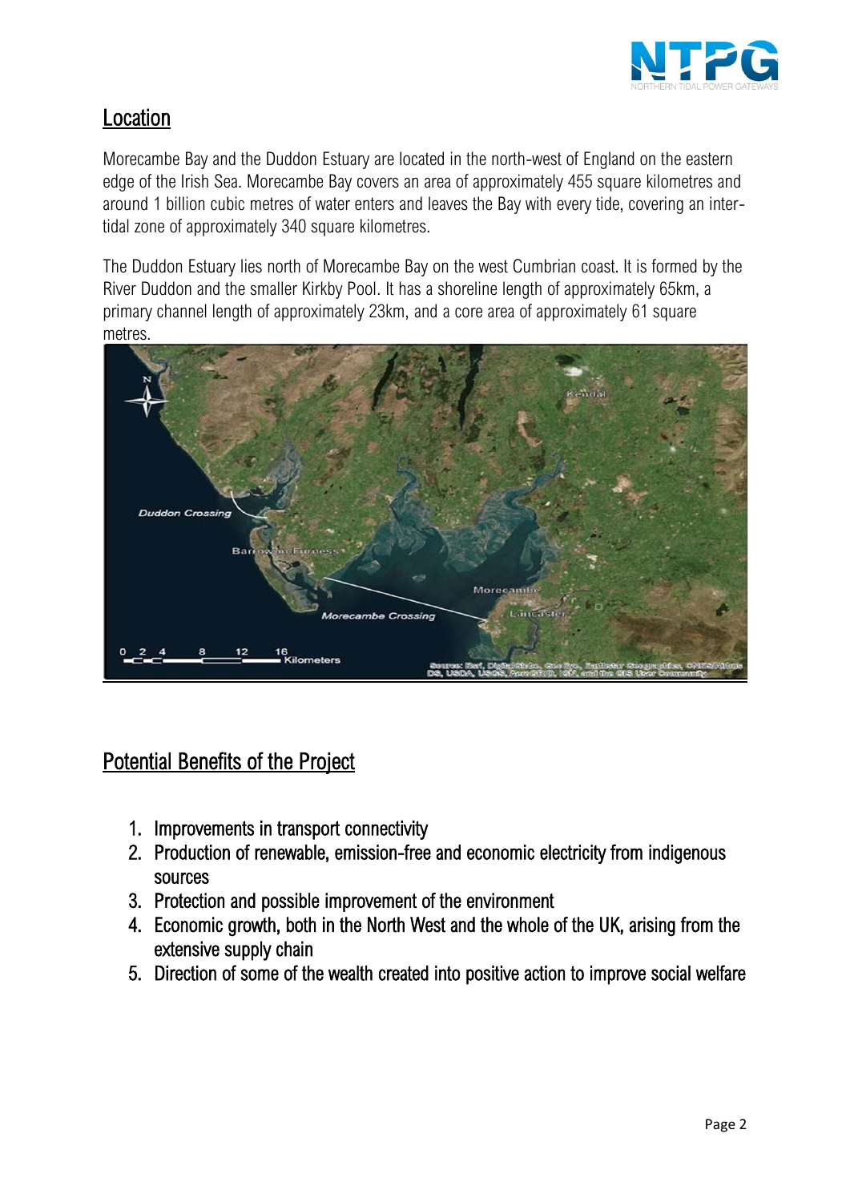## Location

Morecambe Bay and the Duddon Estuary are located in the north-west of England on the eastern edge of the Irish Sea. Morecambe Bay covers an area of approximately 455 square kilometres and around 1 billion cubic metres of water enters and leaves the Bay with every tide, covering an inter-tidal zone of approximately 340 square kilometres.

The Duddon Estuary lies north of Morecambe Bay on the west Cumbrian coast. It is formed by the River Duddon and the smaller Kirkby Pool. It has a shoreline length of approximately 65km, a primary channel length of approximately 23km, and a core area of approximately 61 square metres.

## Potential Benefits of the Project

1. Improvements in transport connectivity
2. Production of renewable, emission-free and economic electricity from indigenous sources
3. Protection and possible improvement of the environment
4. Economic growth, both in the North West and the whole of the UK, arising from the extensive supply chain
5. Direction of some of the wealth created into positive action to improve social welfare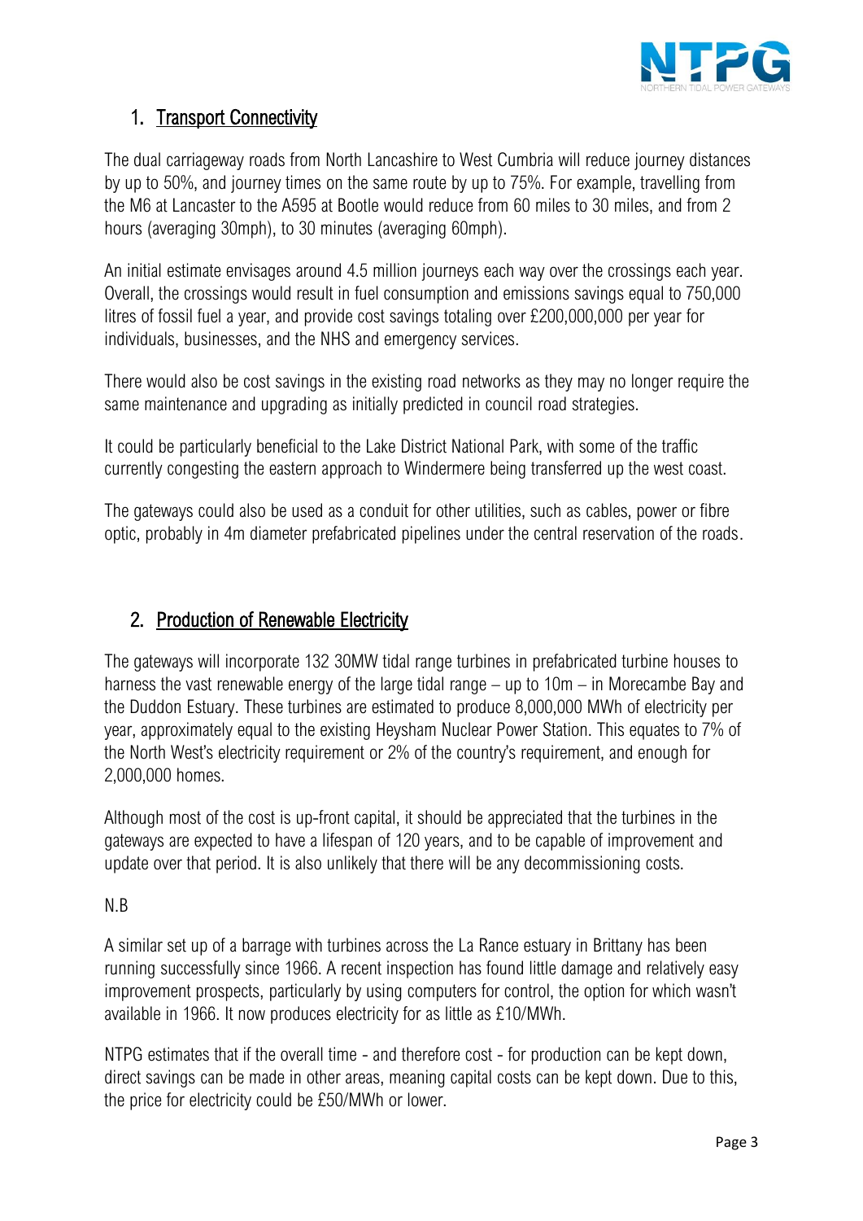## 1. Transport Connectivity

The dual carriageway roads from North Lancashire to West Cumbria will reduce journey distances by up to 50%, and journey times on the same route by up to 75%. For example, travelling from the M6 at Lancaster to the A595 at Bootle would reduce from 60 miles to 30 miles, and from 2 hours (averaging 30mph), to 30 minutes (averaging 60mph).

An initial estimate envisages around 4.5 million journeys each way over the crossings each year. Overall, the crossings would result in fuel consumption and emissions savings equal to 750,000 litres of fossil fuel a year, and provide cost savings totaling over £200,000,000 per year for individuals, businesses, and the NHS and emergency services.

There would also be cost savings in the existing road networks as they may no longer require the same maintenance and upgrading as initially predicted in council road strategies.

It could be particularly beneficial to the Lake District National Park, with some of the traffic currently congesting the eastern approach to Windermere being transferred up the west coast.

The gateways could also be used as a conduit for other utilities, such as cables, power or fibre optic, probably in 4m diameter prefabricated pipelines under the central reservation of the roads.

## 2. Production of Renewable Electricity

The gateways will incorporate 132 30MW tidal range turbines in prefabricated turbine houses to harness the vast renewable energy of the large tidal range – up to 10m – in Morecambe Bay and the Duddon Estuary. These turbines are estimated to produce 8,000,000 MWh of electricity per year, approximately equal to the existing Heysham Nuclear Power Station. This equates to 7% of the North West's electricity requirement or 2% of the country's requirement, and enough for 2,000,000 homes.

Although most of the cost is up-front capital, it should be appreciated that the turbines in the gateways are expected to have a lifespan of 120 years, and to be capable of improvement and update over that period. It is also unlikely that there will be any decommissioning costs.

N.B

A similar set up of a barrage with turbines across the La Rance estuary in Brittany has been running successfully since 1966. A recent inspection has found little damage and relatively easy improvement prospects, particularly by using computers for control, the option for which wasn't available in 1966. It now produces electricity for as little as £10/MWh.

NTPG estimates that if the overall time - and therefore cost - for production can be kept down, direct savings can be made in other areas, meaning capital costs can be kept down. Due to this, the price for electricity could be £50/MWh or lower.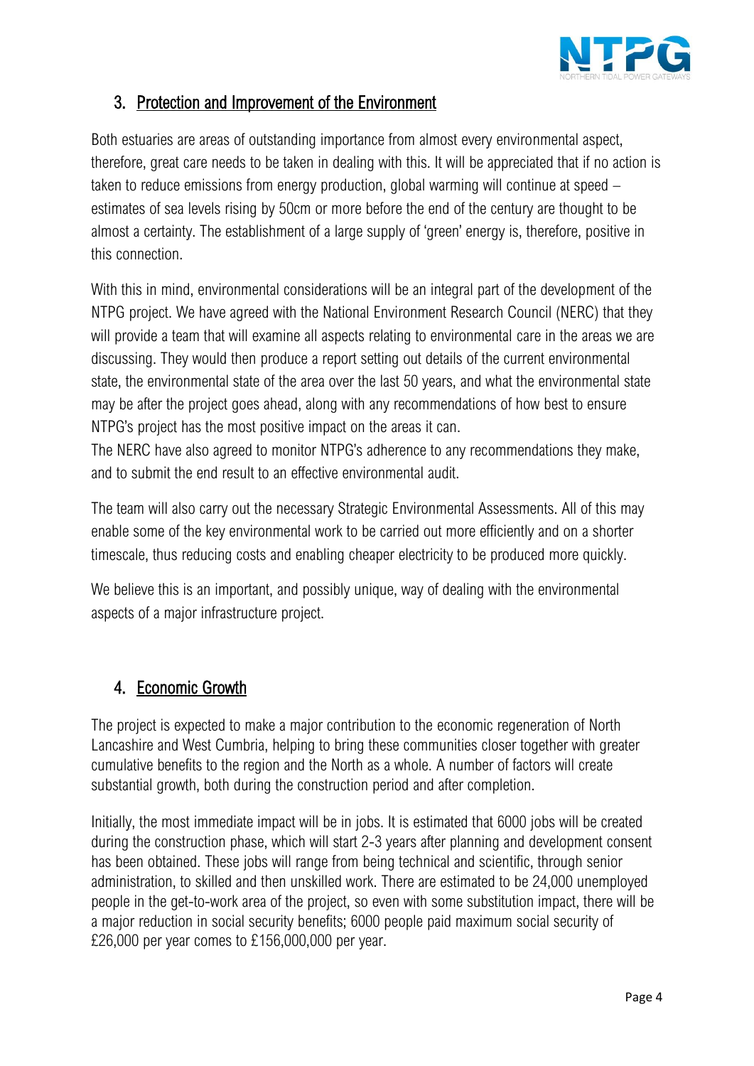## 3. Protection and Improvement of the Environment

Both estuaries are areas of outstanding importance from almost every environmental aspect, therefore, great care needs to be taken in dealing with this. It will be appreciated that if no action is taken to reduce emissions from energy production, global warming will continue at speed – estimates of sea levels rising by 50cm or more before the end of the century are thought to be almost a certainty. The establishment of a large supply of 'green' energy is, therefore, positive in this connection.

With this in mind, environmental considerations will be an integral part of the development of the NTPG project. We have agreed with the National Environment Research Council (NERC) that they will provide a team that will examine all aspects relating to environmental care in the areas we are discussing. They would then produce a report setting out details of the current environmental state, the environmental state of the area over the last 50 years, and what the environmental state may be after the project goes ahead, along with any recommendations of how best to ensure NTPG's project has the most positive impact on the areas it can.
The NERC have also agreed to monitor NTPG's adherence to any recommendations they make, and to submit the end result to an effective environmental audit.

The team will also carry out the necessary Strategic Environmental Assessments. All of this may enable some of the key environmental work to be carried out more efficiently and on a shorter timescale, thus reducing costs and enabling cheaper electricity to be produced more quickly.

We believe this is an important, and possibly unique, way of dealing with the environmental aspects of a major infrastructure project.

## 4. Economic Growth

The project is expected to make a major contribution to the economic regeneration of North Lancashire and West Cumbria, helping to bring these communities closer together with greater cumulative benefits to the region and the North as a whole. A number of factors will create substantial growth, both during the construction period and after completion.

Initially, the most immediate impact will be in jobs. It is estimated that 6000 jobs will be created during the construction phase, which will start 2-3 years after planning and development consent has been obtained. These jobs will range from being technical and scientific, through senior administration, to skilled and then unskilled work. There are estimated to be 24,000 unemployed people in the get-to-work area of the project, so even with some substitution impact, there will be a major reduction in social security benefits; 6000 people paid maximum social security of £26,000 per year comes to £156,000,000 per year.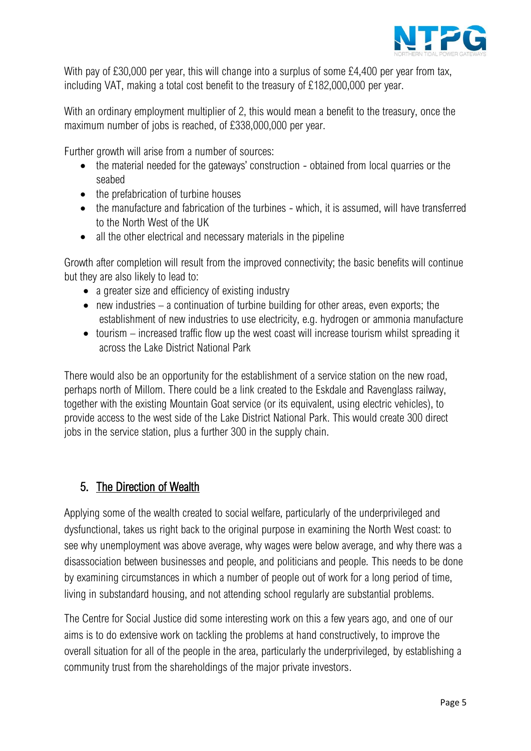With pay of £30,000 per year, this will change into a surplus of some £4,400 per year from tax, including VAT, making a total cost benefit to the treasury of £182,000,000 per year.

With an ordinary employment multiplier of 2, this would mean a benefit to the treasury, once the maximum number of jobs is reached, of £338,000,000 per year.

Further growth will arise from a number of sources:

- the material needed for the gateways' construction - obtained from local quarries or the seabed
- the prefabrication of turbine houses
- the manufacture and fabrication of the turbines - which, it is assumed, will have transferred to the North West of the UK
- all the other electrical and necessary materials in the pipeline

Growth after completion will result from the improved connectivity; the basic benefits will continue but they are also likely to lead to:

- a greater size and efficiency of existing industry
- new industries – a continuation of turbine building for other areas, even exports; the establishment of new industries to use electricity, e.g. hydrogen or ammonia manufacture
- tourism – increased traffic flow up the west coast will increase tourism whilst spreading it across the Lake District National Park

There would also be an opportunity for the establishment of a service station on the new road, perhaps north of Millom. There could be a link created to the Eskdale and Ravenglass railway, together with the existing Mountain Goat service (or its equivalent, using electric vehicles), to provide access to the west side of the Lake District National Park. This would create 300 direct jobs in the service station, plus a further 300 in the supply chain.

## 5. The Direction of Wealth

Applying some of the wealth created to social welfare, particularly of the underprivileged and dysfunctional, takes us right back to the original purpose in examining the North West coast: to see why unemployment was above average, why wages were below average, and why there was a disassociation between businesses and people, and politicians and people. This needs to be done by examining circumstances in which a number of people out of work for a long period of time, living in substandard housing, and not attending school regularly are substantial problems.

The Centre for Social Justice did some interesting work on this a few years ago, and one of our aims is to do extensive work on tackling the problems at hand constructively, to improve the overall situation for all of the people in the area, particularly the underprivileged, by establishing a community trust from the shareholdings of the major private investors.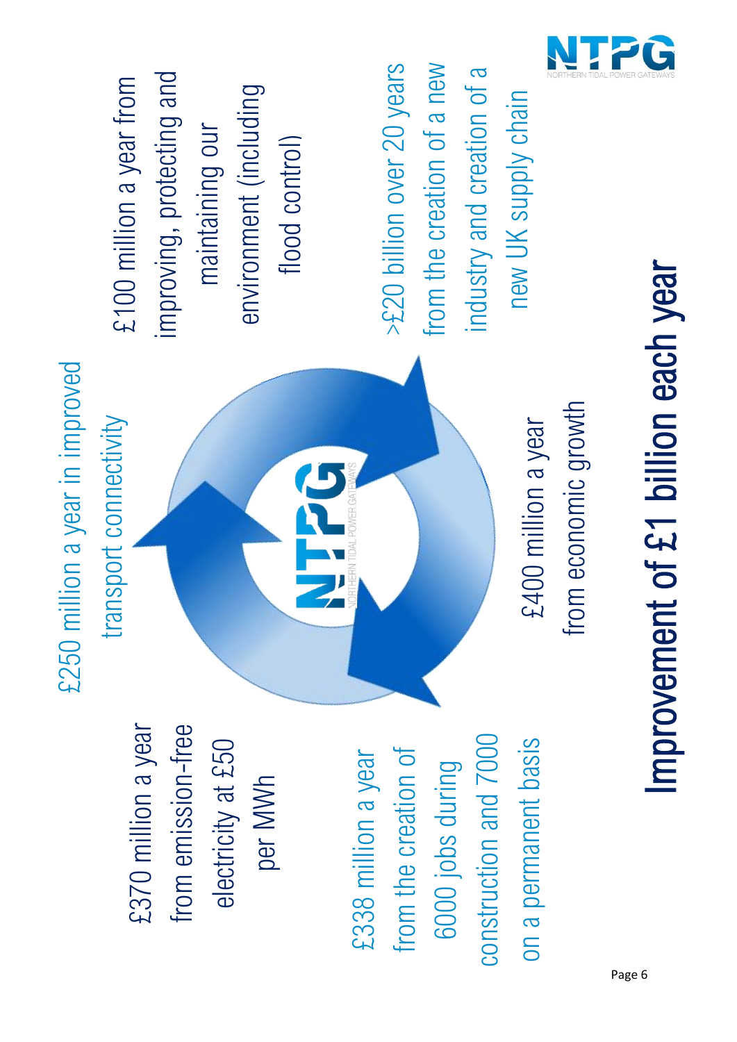£370 million a year from emission-free electricity at £50 per MWh

£250 million a year in improved transport connectivity

£100 million a year from improving, protecting and maintaining our environment (including flood control)

£338 million a year from the creation of 6000 jobs during construction and 7000 on a permanent basis

£400 million a year from economic growth

>£20 billion over 20 years from the creation of a new industry and creation of a new UK supply chain

# Improvement of £1 billion each year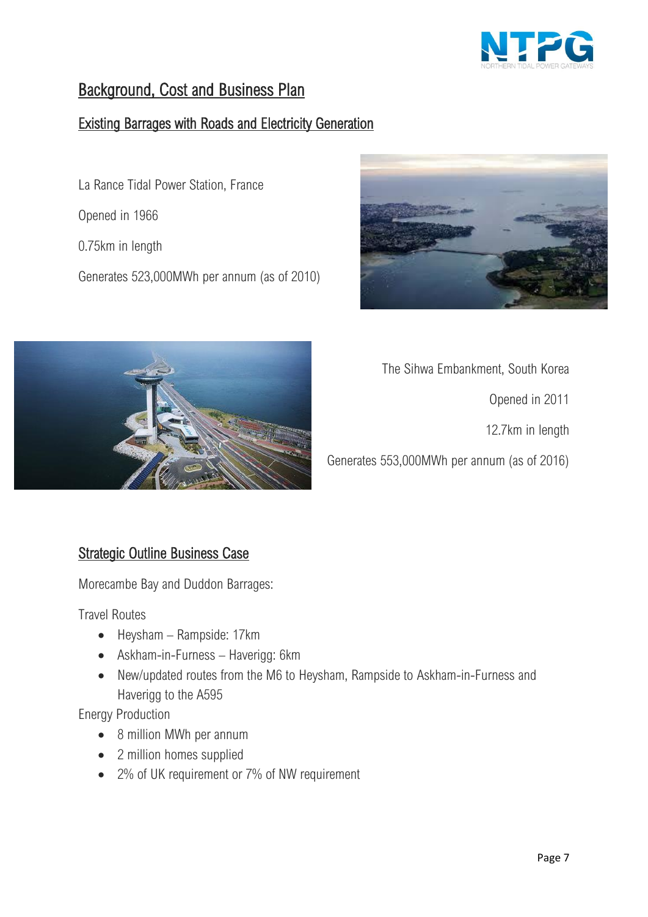## Background, Cost and Business Plan

### Existing Barrages with Roads and Electricity Generation

La Rance Tidal Power Station, France

Opened in 1966

0.75km in length

Generates 523,000MWh per annum (as of 2010)

The Sihwa Embankment, South Korea

Opened in 2011

12.7km in length

Generates 553,000MWh per annum (as of 2016)

### Strategic Outline Business Case

Morecambe Bay and Duddon Barrages:

Travel Routes

- Heysham – Rampside: 17km
- Askham-in-Furness – Haverigg: 6km
- New/updated routes from the M6 to Heysham, Rampside to Askham-in-Furness and Haverigg to the A595

Energy Production

- 8 million MWh per annum
- 2 million homes supplied
- 2% of UK requirement or 7% of NW requirement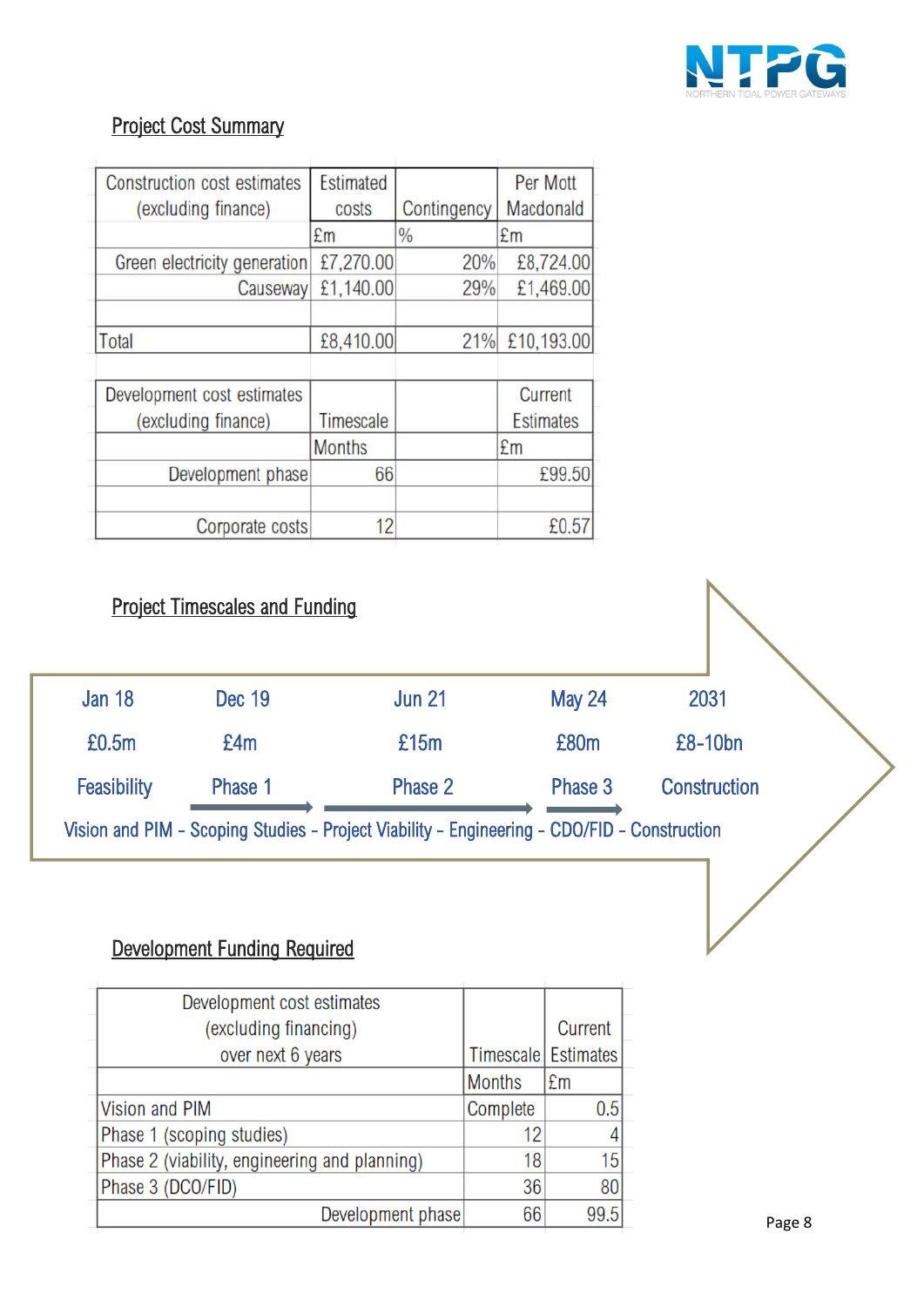## Project Cost Summary

| Construction cost estimates (excluding finance) | Estimated costs | Contingency | Per Mott Macdonald |
|---|---|---|---|
| | £m | % | £m |
| Green electricity generation | £7,270.00 | 20% | £8,724.00 |
| Causeway | £1,140.00 | 29% | £1,469.00 |
| | | | |
| Total | £8,410.00 | 21% | £10,193.00 |

| Development cost estimates (excluding finance) | Timescale | | Current Estimates |
|---|---|---|---|
| | Months | | £m |
| Development phase | 66 | | £99.50 |
| | | | |
| Corporate costs | 12 | | £0.57 |

## Project Timescales and Funding

| Jan 18 | Dec 19 | Jun 21 | May 24 | 2031 |
|---|---|---|---|---|
| £0.5m | £4m | £15m | £80m | £8-10bn |
| Feasibility | Phase 1 | Phase 2 | Phase 3 | Construction |

Vision and PIM – Scoping Studies – Project Viability – Engineering – CDO/FID – Construction

## Development Funding Required

| Development cost estimates (excluding financing) over next 6 years | Timescale | Current Estimates |
|---|---|---|
| | Months | £m |
| Vision and PIM | Complete | 0.5 |
| Phase 1 (scoping studies) | 12 | 4 |
| Phase 2 (viability, engineering and planning) | 18 | 15 |
| Phase 3 (DCO/FID) | 36 | 80 |
| Development phase | 66 | 99.5 |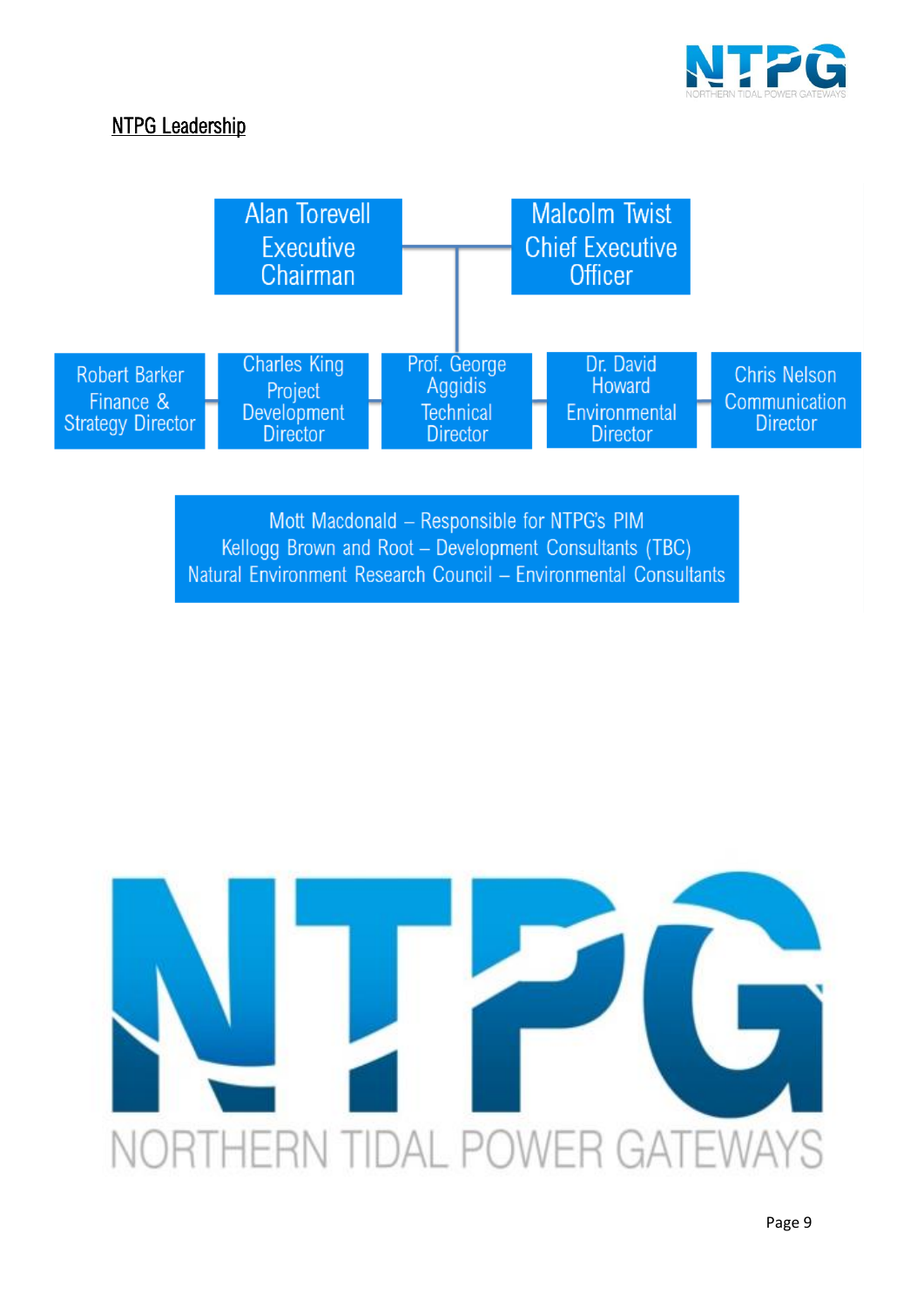## NTPG Leadership

Alan Torevell
Executive Chairman

Malcolm Twist
Chief Executive Officer

Robert Barker
Finance & Strategy Director

Charles King
Project Development Director

Prof. George Aggidis
Technical Director

Dr. David Howard
Environmental Director

Chris Nelson
Communication Director

Mott Macdonald – Responsible for NTPG's PIM
Kellogg Brown and Root – Development Consultants (TBC)
Natural Environment Research Council – Environmental Consultants

NTPG
NORTHERN TIDAL POWER GATEWAYS